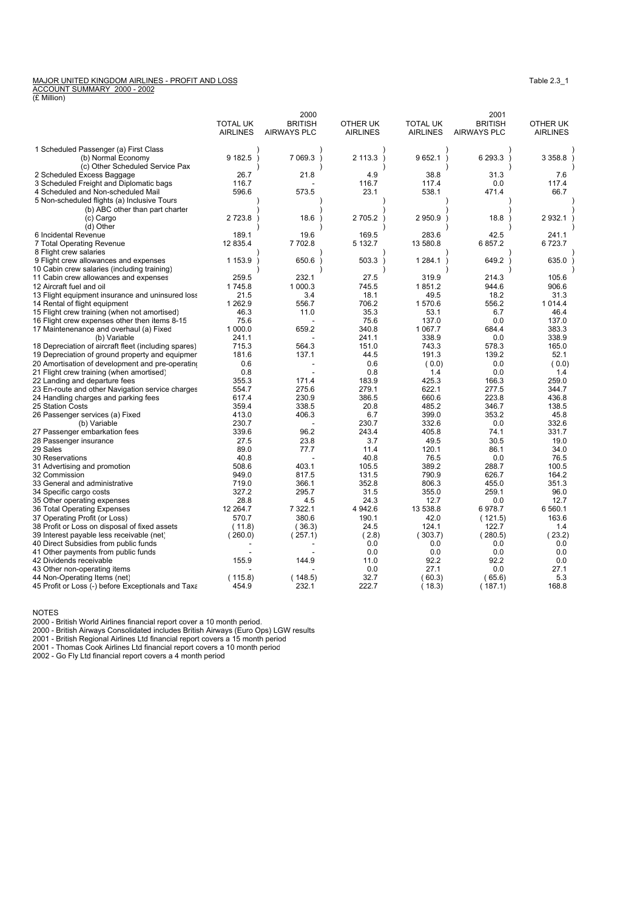MAJOR UNITED KINGDOM AIRLINES - PROFIT AND LOSS ACCOUNT SUMMARY 2000 - 2002

Table 2.3_1

(£ Million)

| | 2000 | | | 2001 | | |
|---|---|---|---|---|---|---|
| | TOTAL UK AIRLINES | BRITISH AIRWAYS PLC | OTHER UK AIRLINES | TOTAL UK AIRLINES | BRITISH AIRWAYS PLC | OTHER UK AIRLINES |
| 1 Scheduled Passenger (a) First Class (b) Normal Economy (c) Other Scheduled Service Pax | 9 182.5 | 7 069.3 | 2 113.3 | 9 652.1 | 6 293.3 | 3 358.8 |
| 2 Scheduled Excess Baggage | 26.7 | 21.8 | 4.9 | 38.8 | 31.3 | 7.6 |
| 3 Scheduled Freight and Diplomatic bags | 116.7 | - | 116.7 | 117.4 | 0.0 | 117.4 |
| 4 Scheduled and Non-scheduled Mail | 596.6 | 573.5 | 23.1 | 538.1 | 471.4 | 66.7 |
| 5 Non-scheduled flights (a) Inclusive Tours (b) ABC other than part charter (c) Cargo (d) Other | 2 723.8 | 18.6 | 2 705.2 | 2 950.9 | 18.8 | 2 932.1 |
| 6 Incidental Revenue | 189.1 | 19.6 | 169.5 | 283.6 | 42.5 | 241.1 |
| 7 Total Operating Revenue | 12 835.4 | 7 702.8 | 5 132.7 | 13 580.8 | 6 857.2 | 6 723.7 |
| 8 Flight crew salaries 9 Flight crew allowances and expenses 10 Cabin crew salaries (including training) | 1 153.9 | 650.6 | 503.3 | 1 284.1 | 649.2 | 635.0 |
| 11 Cabin crew allowances and expenses | 259.5 | 232.1 | 27.5 | 319.9 | 214.3 | 105.6 |
| 12 Aircraft fuel and oil | 1 745.8 | 1 000.3 | 745.5 | 1 851.2 | 944.6 | 906.6 |
| 13 Flight equipment insurance and uninsured loss | 21.5 | 3.4 | 18.1 | 49.5 | 18.2 | 31.3 |
| 14 Rental of flight equipment | 1 262.9 | 556.7 | 706.2 | 1 570.6 | 556.2 | 1 014.4 |
| 15 Flight crew training (when not amortised) | 46.3 | 11.0 | 35.3 | 53.1 | 6.7 | 46.4 |
| 16 Flight crew expenses other then items 8-15 | 75.6 | - | 75.6 | 137.0 | 0.0 | 137.0 |
| 17 Maintenenance and overhaul (a) Fixed | 1 000.0 | 659.2 | 340.8 | 1 067.7 | 684.4 | 383.3 |
| (b) Variable | 241.1 | - | 241.1 | 338.9 | 0.0 | 338.9 |
| 18 Depreciation of aircraft fleet (including spares) | 715.3 | 564.3 | 151.0 | 743.3 | 578.3 | 165.0 |
| 19 Depreciation of ground property and equipmer | 181.6 | 137.1 | 44.5 | 191.3 | 139.2 | 52.1 |
| 20 Amortisation of development and pre-operating | 0.6 | - | 0.6 | ( 0.0) | 0.0 | ( 0.0) |
| 21 Flight crew training (when amortised) | 0.8 | - | 0.8 | 1.4 | 0.0 | 1.4 |
| 22 Landing and departure fees | 355.3 | 171.4 | 183.9 | 425.3 | 166.3 | 259.0 |
| 23 En-route and other Navigation service charges | 554.7 | 275.6 | 279.1 | 622.1 | 277.5 | 344.7 |
| 24 Handling charges and parking fees | 617.4 | 230.9 | 386.5 | 660.6 | 223.8 | 436.8 |
| 25 Station Costs | 359.4 | 338.5 | 20.8 | 485.2 | 346.7 | 138.5 |
| 26 Passenger services (a) Fixed | 413.0 | 406.3 | 6.7 | 399.0 | 353.2 | 45.8 |
| (b) Variable | 230.7 | - | 230.7 | 332.6 | 0.0 | 332.6 |
| 27 Passenger embarkation fees | 339.6 | 96.2 | 243.4 | 405.8 | 74.1 | 331.7 |
| 28 Passenger insurance | 27.5 | 23.8 | 3.7 | 49.5 | 30.5 | 19.0 |
| 29 Sales | 89.0 | 77.7 | 11.4 | 120.1 | 86.1 | 34.0 |
| 30 Reservations | 40.8 | - | 40.8 | 76.5 | 0.0 | 76.5 |
| 31 Advertising and promotion | 508.6 | 403.1 | 105.5 | 389.2 | 288.7 | 100.5 |
| 32 Commission | 949.0 | 817.5 | 131.5 | 790.9 | 626.7 | 164.2 |
| 33 General and administrative | 719.0 | 366.1 | 352.8 | 806.3 | 455.0 | 351.3 |
| 34 Specific cargo costs | 327.2 | 295.7 | 31.5 | 355.0 | 259.1 | 96.0 |
| 35 Other operating expenses | 28.8 | 4.5 | 24.3 | 12.7 | 0.0 | 12.7 |
| 36 Total Operating Expenses | 12 264.7 | 7 322.1 | 4 942.6 | 13 538.8 | 6 978.7 | 6 560.1 |
| 37 Operating Profit (or Loss) | 570.7 | 380.6 | 190.1 | 42.0 | ( 121.5) | 163.6 |
| 38 Profit or Loss on disposal of fixed assets | ( 11.8) | ( 36.3) | 24.5 | 124.1 | 122.7 | 1.4 |
| 39 Interest payable less receivable (net) | ( 260.0) | ( 257.1) | ( 2.8) | ( 303.7) | ( 280.5) | ( 23.2) |
| 40 Direct Subsidies from public funds | - | - | 0.0 | 0.0 | 0.0 | 0.0 |
| 41 Other payments from public funds | - | - | 0.0 | 0.0 | 0.0 | 0.0 |
| 42 Dividends receivable | 155.9 | 144.9 | 11.0 | 92.2 | 92.2 | 0.0 |
| 43 Other non-operating items | - | - | 0.0 | 27.1 | 0.0 | 27.1 |
| 44 Non-Operating Items (net) | ( 115.8) | ( 148.5) | 32.7 | ( 60.3) | ( 65.6) | 5.3 |
| 45 Profit or Loss (-) before Exceptionals and Taxa | 454.9 | 232.1 | 222.7 | ( 18.3) | ( 187.1) | 168.8 |

NOTES

2000 - British World Airlines financial report cover a 10 month period.

2000 - British Airways Consolidated includes British Airways (Euro Ops) LGW results

2001 - British Regional Airlines Ltd financial report covers a 15 month period

2001 - Thomas Cook Airlines Ltd financial report covers a 10 month period

2002 - Go Fly Ltd financial report covers a 4 month period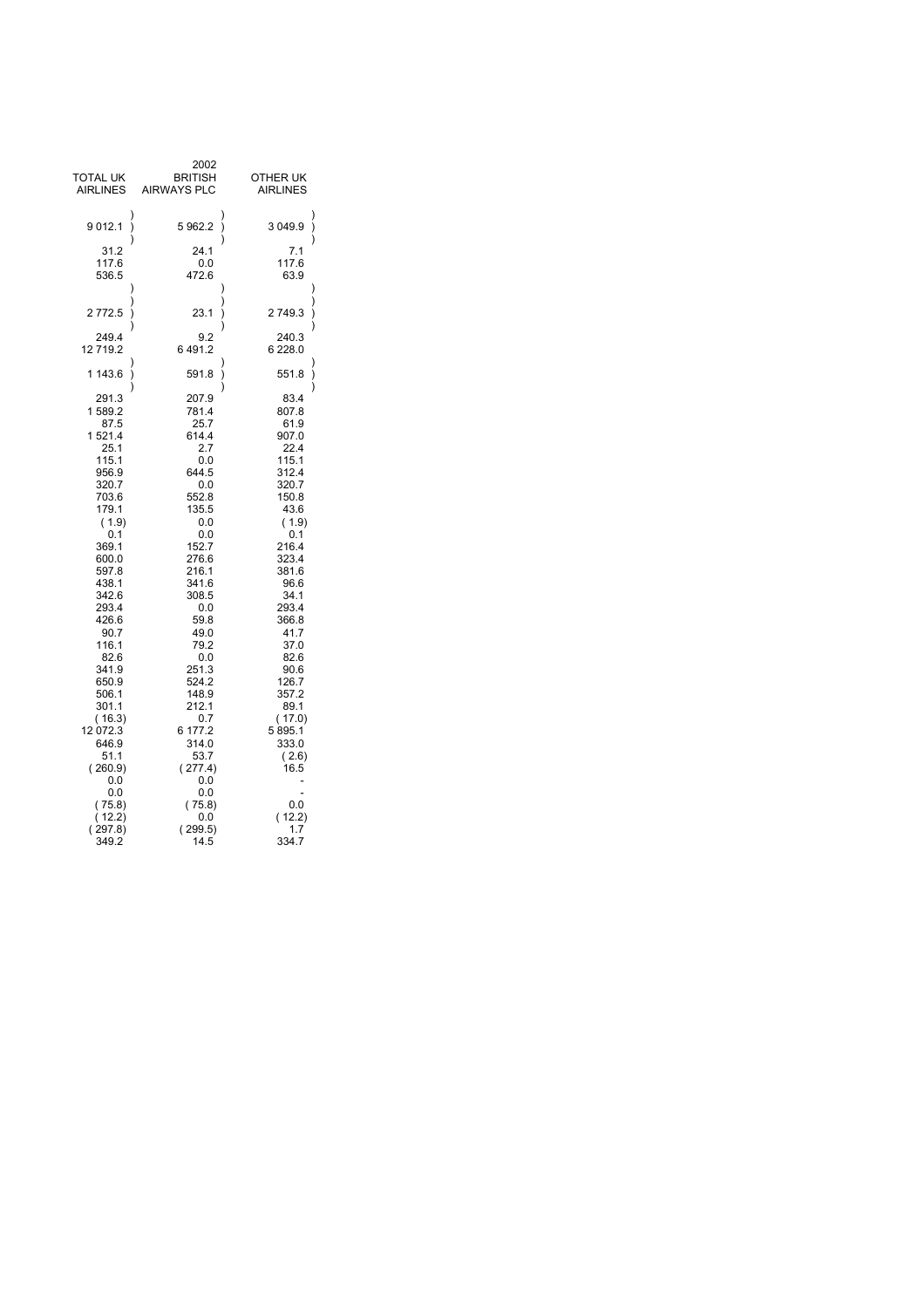| | 2002 | |
|---|---|---|
| TOTAL UK AIRLINES | BRITISH AIRWAYS PLC | OTHER UK AIRLINES |
| 9 012.1 | 5 962.2 | 3 049.9 |
| 31.2 | 24.1 | 7.1 |
| 117.6 | 0.0 | 117.6 |
| 536.5 | 472.6 | 63.9 |
| 2 772.5 | 23.1 | 2 749.3 |
| 249.4 | 9.2 | 240.3 |
| 12 719.2 | 6 491.2 | 6 228.0 |
| 1 143.6 | 591.8 | 551.8 |
| 291.3 | 207.9 | 83.4 |
| 1 589.2 | 781.4 | 807.8 |
| 87.5 | 25.7 | 61.9 |
| 1 521.4 | 614.4 | 907.0 |
| 25.1 | 2.7 | 22.4 |
| 115.1 | 0.0 | 115.1 |
| 956.9 | 644.5 | 312.4 |
| 320.7 | 0.0 | 320.7 |
| 703.6 | 552.8 | 150.8 |
| 179.1 | 135.5 | 43.6 |
| ( 1.9) | 0.0 | ( 1.9) |
| 0.1 | 0.0 | 0.1 |
| 369.1 | 152.7 | 216.4 |
| 600.0 | 276.6 | 323.4 |
| 597.8 | 216.1 | 381.6 |
| 438.1 | 341.6 | 96.6 |
| 342.6 | 308.5 | 34.1 |
| 293.4 | 0.0 | 293.4 |
| 426.6 | 59.8 | 366.8 |
| 90.7 | 49.0 | 41.7 |
| 116.1 | 79.2 | 37.0 |
| 82.6 | 0.0 | 82.6 |
| 341.9 | 251.3 | 90.6 |
| 650.9 | 524.2 | 126.7 |
| 506.1 | 148.9 | 357.2 |
| 301.1 | 212.1 | 89.1 |
| ( 16.3) | 0.7 | ( 17.0) |
| 12 072.3 | 6 177.2 | 5 895.1 |
| 646.9 | 314.0 | 333.0 |
| 51.1 | 53.7 | ( 2.6) |
| ( 260.9) | ( 277.4) | 16.5 |
| 0.0 | 0.0 | - |
| 0.0 | 0.0 | - |
| ( 75.8) | ( 75.8) | 0.0 |
| ( 12.2) | 0.0 | ( 12.2) |
| ( 297.8) | ( 299.5) | 1.7 |
| 349.2 | 14.5 | 334.7 |